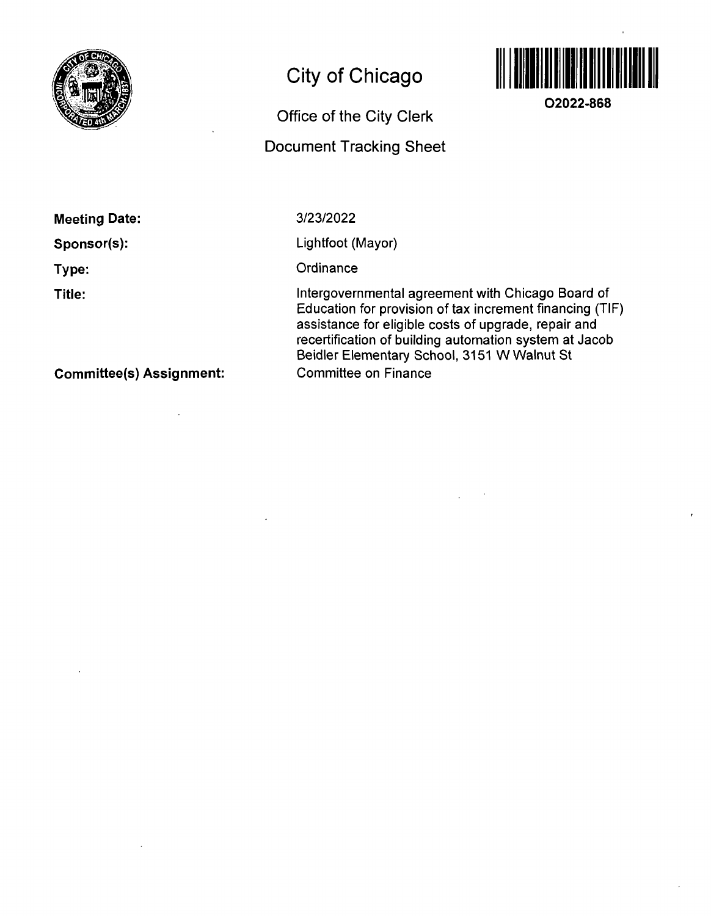# City of Chicago

## Office of the City Clerk

## Document Tracking Sheet

O2022-868

**Meeting Date:** 3/23/2022

**Sponsor(s):** Lightfoot (Mayor)

**Type:** Ordinance

**Title:** Intergovernmental agreement with Chicago Board of Education for provision of tax increment financing (TIF) assistance for eligible costs of upgrade, repair and recertification of building automation system at Jacob Beidler Elementary School, 3151 W Walnut St

**Committee(s) Assignment:** Committee on Finance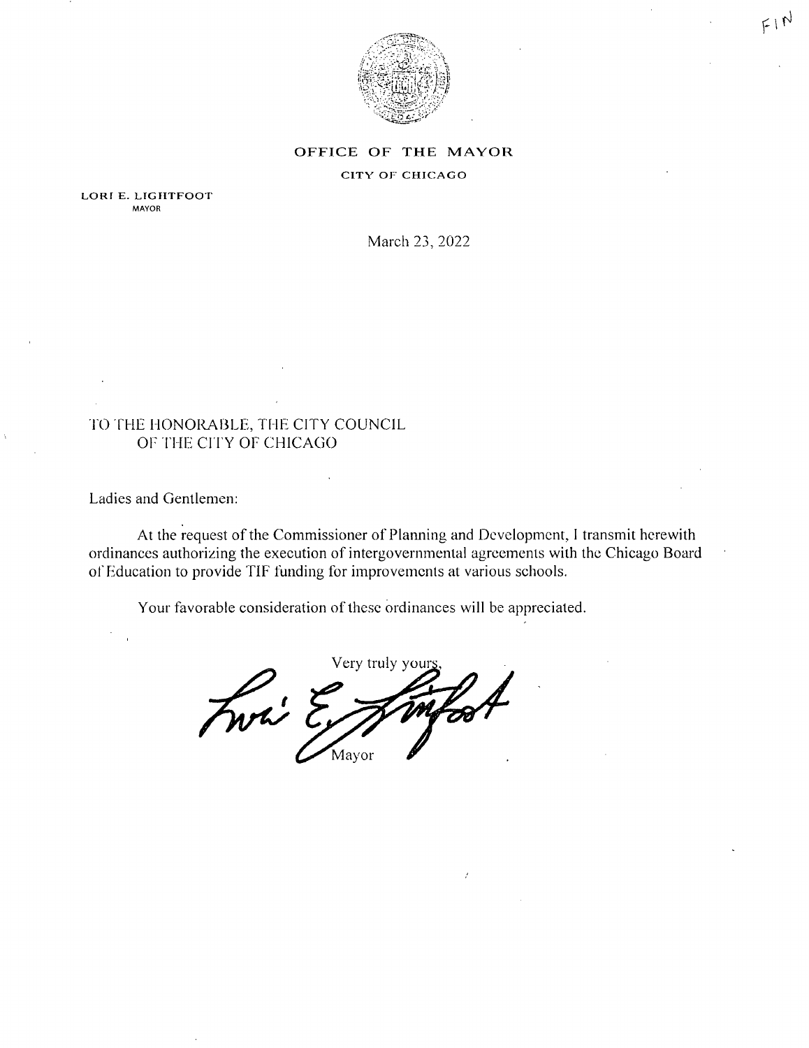FIN

**OFFICE OF THE MAYOR**

**CITY OF CHICAGO**

**LORI E. LIGHTFOOT**
MAYOR

March 23, 2022

TO THE HONORABLE, THE CITY COUNCIL
OF THE CITY OF CHICAGO

Ladies and Gentlemen:

At the request of the Commissioner of Planning and Development, I transmit herewith ordinances authorizing the execution of intergovernmental agreements with the Chicago Board of Education to provide TIF funding for improvements at various schools.

Your favorable consideration of these ordinances will be appreciated.

Very truly yours,

Mayor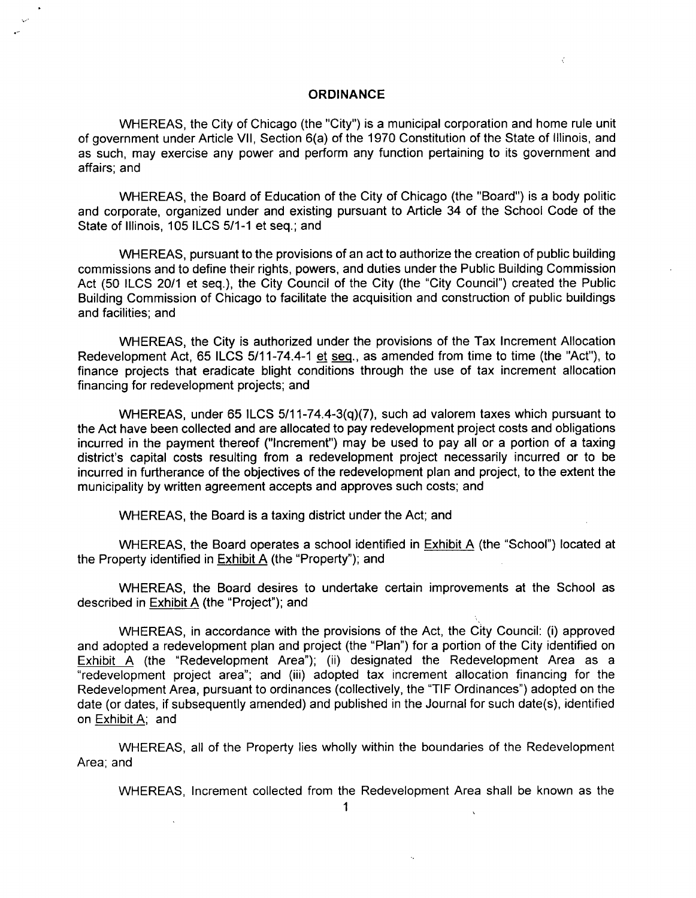## ORDINANCE

WHEREAS, the City of Chicago (the "City") is a municipal corporation and home rule unit of government under Article VII, Section 6(a) of the 1970 Constitution of the State of Illinois, and as such, may exercise any power and perform any function pertaining to its government and affairs; and

WHEREAS, the Board of Education of the City of Chicago (the "Board") is a body politic and corporate, organized under and existing pursuant to Article 34 of the School Code of the State of Illinois, 105 ILCS 5/1-1 et seq.; and

WHEREAS, pursuant to the provisions of an act to authorize the creation of public building commissions and to define their rights, powers, and duties under the Public Building Commission Act (50 ILCS 20/1 et seq.), the City Council of the City (the "City Council") created the Public Building Commission of Chicago to facilitate the acquisition and construction of public buildings and facilities; and

WHEREAS, the City is authorized under the provisions of the Tax Increment Allocation Redevelopment Act, 65 ILCS 5/11-74.4-1 et seq., as amended from time to time (the "Act"), to finance projects that eradicate blight conditions through the use of tax increment allocation financing for redevelopment projects; and

WHEREAS, under 65 ILCS 5/11-74.4-3(q)(7), such ad valorem taxes which pursuant to the Act have been collected and are allocated to pay redevelopment project costs and obligations incurred in the payment thereof ("Increment") may be used to pay all or a portion of a taxing district's capital costs resulting from a redevelopment project necessarily incurred or to be incurred in furtherance of the objectives of the redevelopment plan and project, to the extent the municipality by written agreement accepts and approves such costs; and

WHEREAS, the Board is a taxing district under the Act; and

WHEREAS, the Board operates a school identified in Exhibit A (the "School") located at the Property identified in Exhibit A (the "Property"); and

WHEREAS, the Board desires to undertake certain improvements at the School as described in Exhibit A (the "Project"); and

WHEREAS, in accordance with the provisions of the Act, the City Council: (i) approved and adopted a redevelopment plan and project (the "Plan") for a portion of the City identified on Exhibit A (the "Redevelopment Area"); (ii) designated the Redevelopment Area as a "redevelopment project area"; and (iii) adopted tax increment allocation financing for the Redevelopment Area, pursuant to ordinances (collectively, the "TIF Ordinances") adopted on the date (or dates, if subsequently amended) and published in the Journal for such date(s), identified on Exhibit A; and

WHEREAS, all of the Property lies wholly within the boundaries of the Redevelopment Area; and

WHEREAS, Increment collected from the Redevelopment Area shall be known as the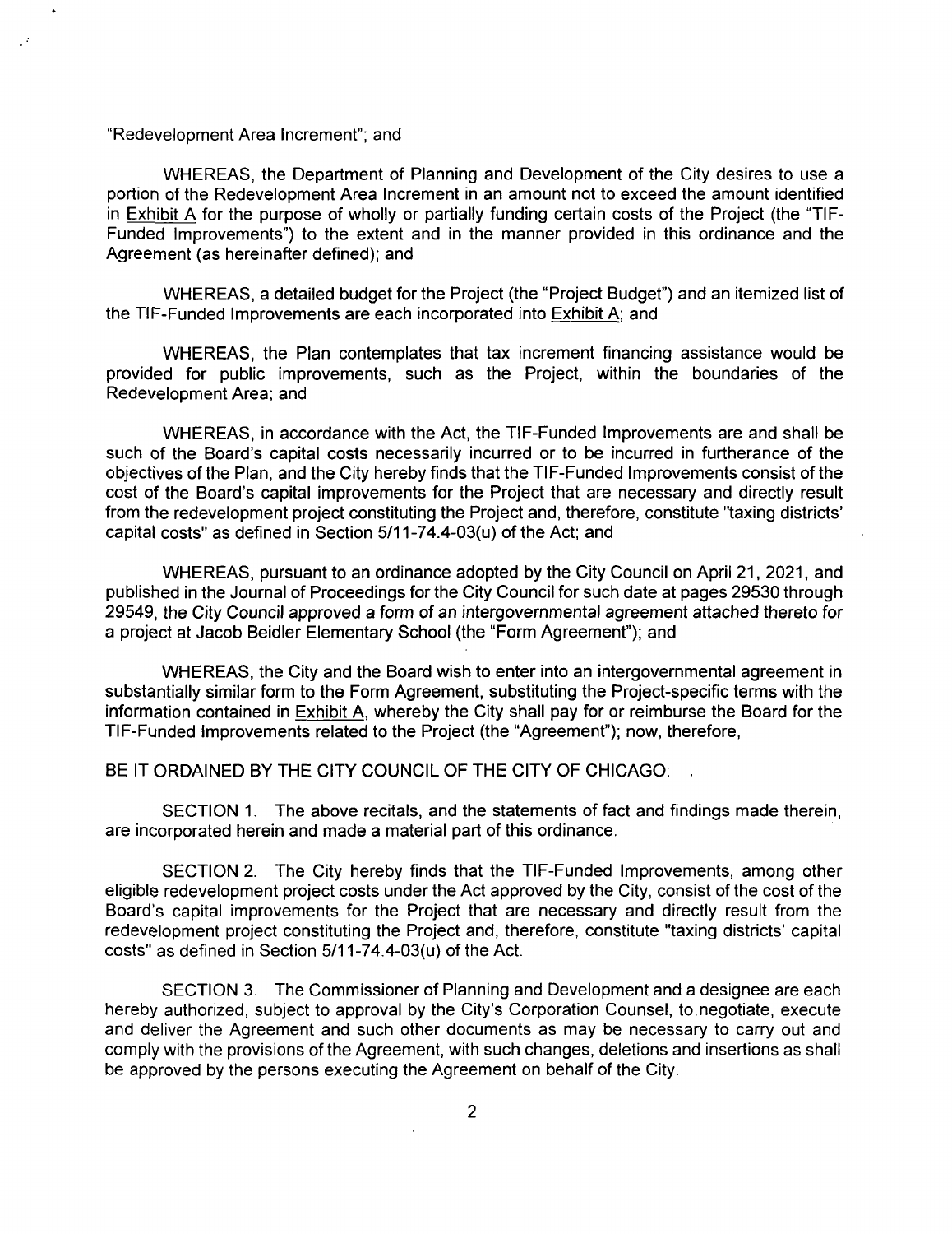"Redevelopment Area Increment"; and

WHEREAS, the Department of Planning and Development of the City desires to use a portion of the Redevelopment Area Increment in an amount not to exceed the amount identified in Exhibit A for the purpose of wholly or partially funding certain costs of the Project (the "TIF-Funded Improvements") to the extent and in the manner provided in this ordinance and the Agreement (as hereinafter defined); and

WHEREAS, a detailed budget for the Project (the "Project Budget") and an itemized list of the TIF-Funded Improvements are each incorporated into Exhibit A; and

WHEREAS, the Plan contemplates that tax increment financing assistance would be provided for public improvements, such as the Project, within the boundaries of the Redevelopment Area; and

WHEREAS, in accordance with the Act, the TIF-Funded Improvements are and shall be such of the Board's capital costs necessarily incurred or to be incurred in furtherance of the objectives of the Plan, and the City hereby finds that the TIF-Funded Improvements consist of the cost of the Board's capital improvements for the Project that are necessary and directly result from the redevelopment project constituting the Project and, therefore, constitute "taxing districts' capital costs" as defined in Section 5/11-74.4-03(u) of the Act; and

WHEREAS, pursuant to an ordinance adopted by the City Council on April 21, 2021, and published in the Journal of Proceedings for the City Council for such date at pages 29530 through 29549, the City Council approved a form of an intergovernmental agreement attached thereto for a project at Jacob Beidler Elementary School (the "Form Agreement"); and

WHEREAS, the City and the Board wish to enter into an intergovernmental agreement in substantially similar form to the Form Agreement, substituting the Project-specific terms with the information contained in Exhibit A, whereby the City shall pay for or reimburse the Board for the TIF-Funded Improvements related to the Project (the "Agreement"); now, therefore,

BE IT ORDAINED BY THE CITY COUNCIL OF THE CITY OF CHICAGO:

SECTION 1. The above recitals, and the statements of fact and findings made therein, are incorporated herein and made a material part of this ordinance.

SECTION 2. The City hereby finds that the TIF-Funded Improvements, among other eligible redevelopment project costs under the Act approved by the City, consist of the cost of the Board's capital improvements for the Project that are necessary and directly result from the redevelopment project constituting the Project and, therefore, constitute "taxing districts' capital costs" as defined in Section 5/11-74.4-03(u) of the Act.

SECTION 3. The Commissioner of Planning and Development and a designee are each hereby authorized, subject to approval by the City's Corporation Counsel, to negotiate, execute and deliver the Agreement and such other documents as may be necessary to carry out and comply with the provisions of the Agreement, with such changes, deletions and insertions as shall be approved by the persons executing the Agreement on behalf of the City.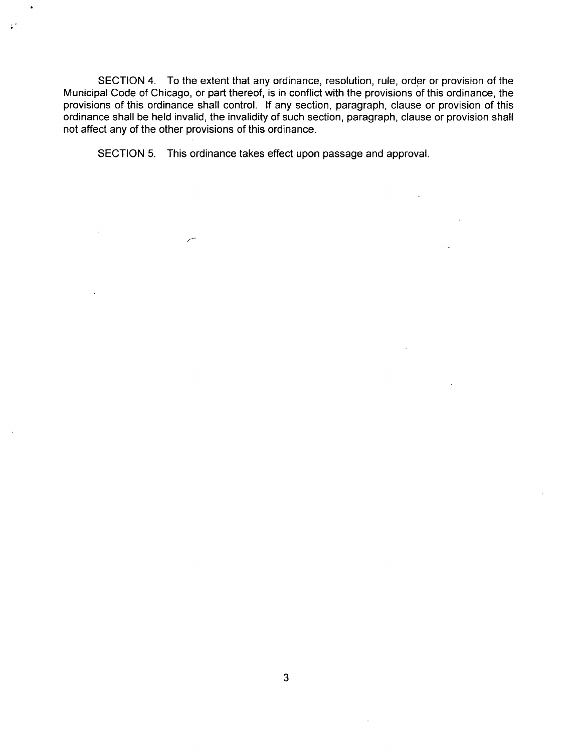SECTION 4. To the extent that any ordinance, resolution, rule, order or provision of the Municipal Code of Chicago, or part thereof, is in conflict with the provisions of this ordinance, the provisions of this ordinance shall control. If any section, paragraph, clause or provision of this ordinance shall be held invalid, the invalidity of such section, paragraph, clause or provision shall not affect any of the other provisions of this ordinance.

SECTION 5. This ordinance takes effect upon passage and approval.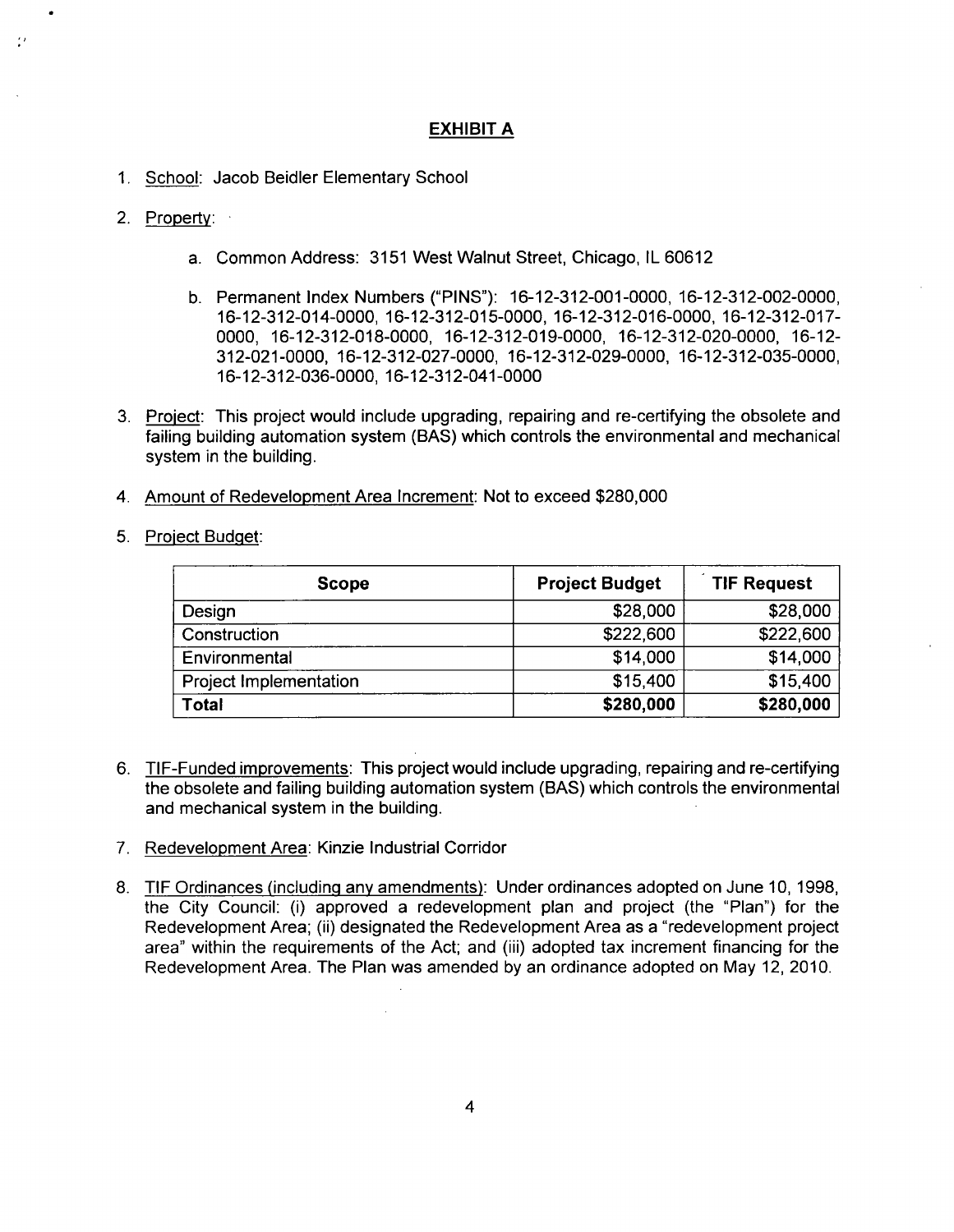## EXHIBIT A

1. School: Jacob Beidler Elementary School

2. Property:

   a. Common Address: 3151 West Walnut Street, Chicago, IL 60612

   b. Permanent Index Numbers ("PINS"): 16-12-312-001-0000, 16-12-312-002-0000, 16-12-312-014-0000, 16-12-312-015-0000, 16-12-312-016-0000, 16-12-312-017-0000, 16-12-312-018-0000, 16-12-312-019-0000, 16-12-312-020-0000, 16-12-312-021-0000, 16-12-312-027-0000, 16-12-312-029-0000, 16-12-312-035-0000, 16-12-312-036-0000, 16-12-312-041-0000

3. Project: This project would include upgrading, repairing and re-certifying the obsolete and failing building automation system (BAS) which controls the environmental and mechanical system in the building.

4. Amount of Redevelopment Area Increment: Not to exceed $280,000

5. Project Budget:

| Scope | Project Budget | TIF Request |
|---|---|---|
| Design | $28,000 | $28,000 |
| Construction | $222,600 | $222,600 |
| Environmental | $14,000 | $14,000 |
| Project Implementation | $15,400 | $15,400 |
| **Total** | **$280,000** | **$280,000** |

6. TIF-Funded improvements: This project would include upgrading, repairing and re-certifying the obsolete and failing building automation system (BAS) which controls the environmental and mechanical system in the building.

7. Redevelopment Area: Kinzie Industrial Corridor

8. TIF Ordinances (including any amendments): Under ordinances adopted on June 10, 1998, the City Council: (i) approved a redevelopment plan and project (the "Plan") for the Redevelopment Area; (ii) designated the Redevelopment Area as a "redevelopment project area" within the requirements of the Act; and (iii) adopted tax increment financing for the Redevelopment Area. The Plan was amended by an ordinance adopted on May 12, 2010.